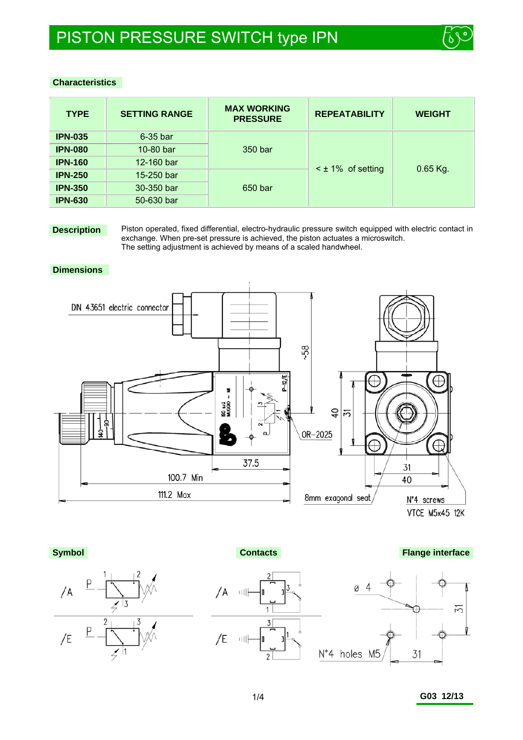# PISTON PRESSURE SWITCH type IPN

## Characteristics

| TYPE | SETTING RANGE | MAX WORKING PRESSURE | REPEATABILITY | WEIGHT |
|---|---|---|---|---|
| **IPN-035** | 6-35 bar | 350 bar | < ± 1% of setting | 0.65 Kg. |
| **IPN-080** | 10-80 bar | | | |
| **IPN-160** | 12-160 bar | | | |
| **IPN-250** | 15-250 bar | 650 bar | | |
| **IPN-350** | 30-350 bar | | | |
| **IPN-630** | 50-630 bar | | | |

## Description

Piston operated, fixed differential, electro-hydraulic pressure switch equipped with electric contact in exchange. When pre-set pressure is achieved, the piston actuates a microswitch.
The setting adjustment is achieved by means of a scaled handwheel.

## Dimensions

DIN 43651 electric connector

~58

40

31

OR–2025

37.5

100.7 Min

111.2 Max

31

40

8mm exagonal seat

N°4 screws
VTCE M5x45 12K

## Symbol

## Contacts

## Flange interface

ø 4

31

N°4 holes M5

31

G03 12/13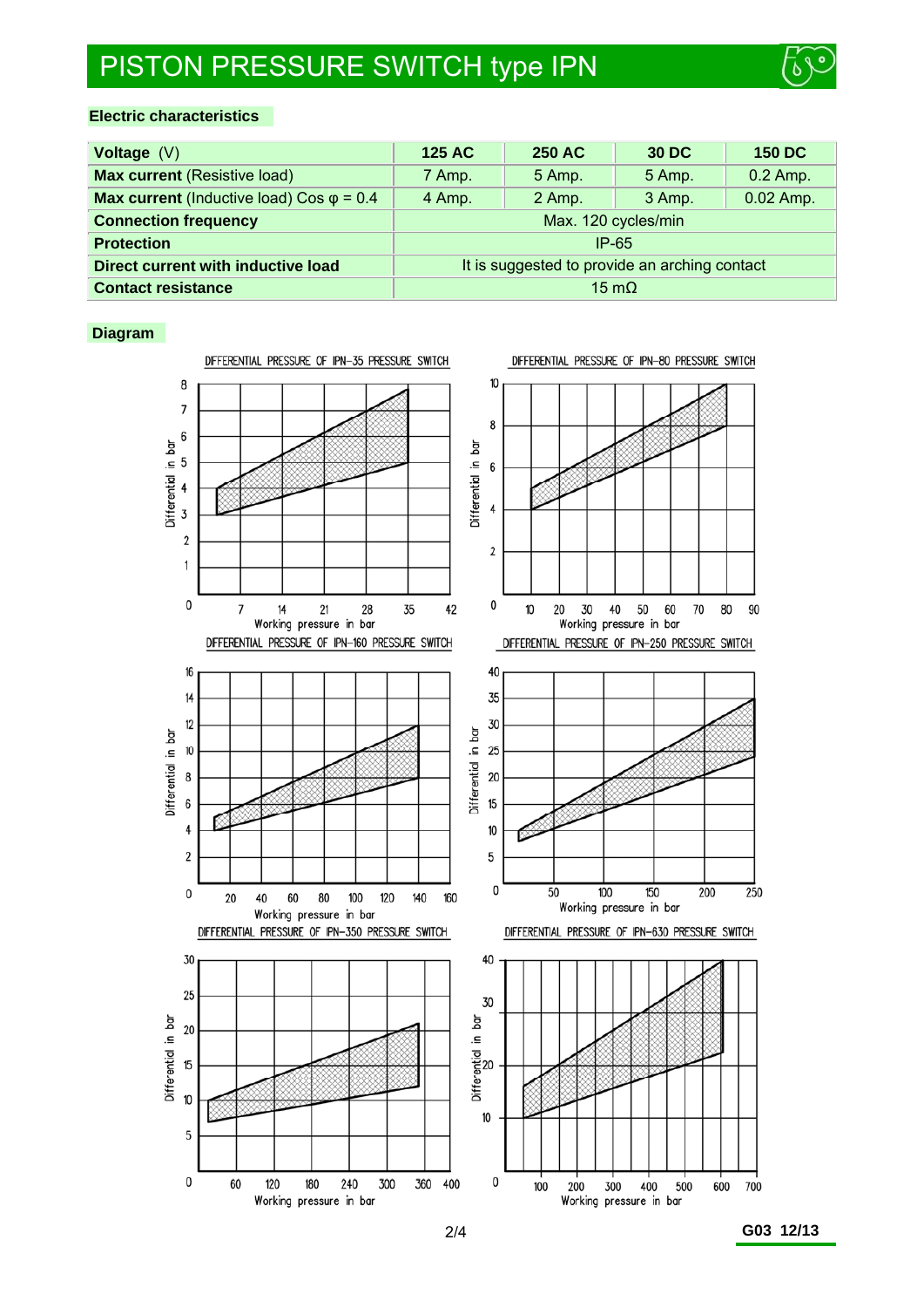# PISTON PRESSURE SWITCH type IPN

## Electric characteristics

| Voltage (V) | 125 AC | 250 AC | 30 DC | 150 DC |
|---|---|---|---|---|
| **Max current** (Resistive load) | 7 Amp. | 5 Amp. | 5 Amp. | 0.2 Amp. |
| **Max current** (Inductive load) Cos φ = 0.4 | 4 Amp. | 2 Amp. | 3 Amp. | 0.02 Amp. |
| **Connection frequency** | Max. 120 cycles/min | | | |
| **Protection** | IP-65 | | | |
| **Direct current with inductive load** | It is suggested to provide an arching contact | | | |
| **Contact resistance** | 15 mΩ | | | |

## Diagram

DIFFERENTIAL PRESSURE OF IPN-35 PRESSURE SWITCH

DIFFERENTIAL PRESSURE OF IPN-80 PRESSURE SWITCH

DIFFERENTIAL PRESSURE OF IPN-160 PRESSURE SWITCH

DIFFERENTIAL PRESSURE OF IPN-250 PRESSURE SWITCH

DIFFERENTIAL PRESSURE OF IPN-350 PRESSURE SWITCH

DIFFERENTIAL PRESSURE OF IPN-630 PRESSURE SWITCH

(Axes: Working pressure in bar / Differential in bar)

G03 12/13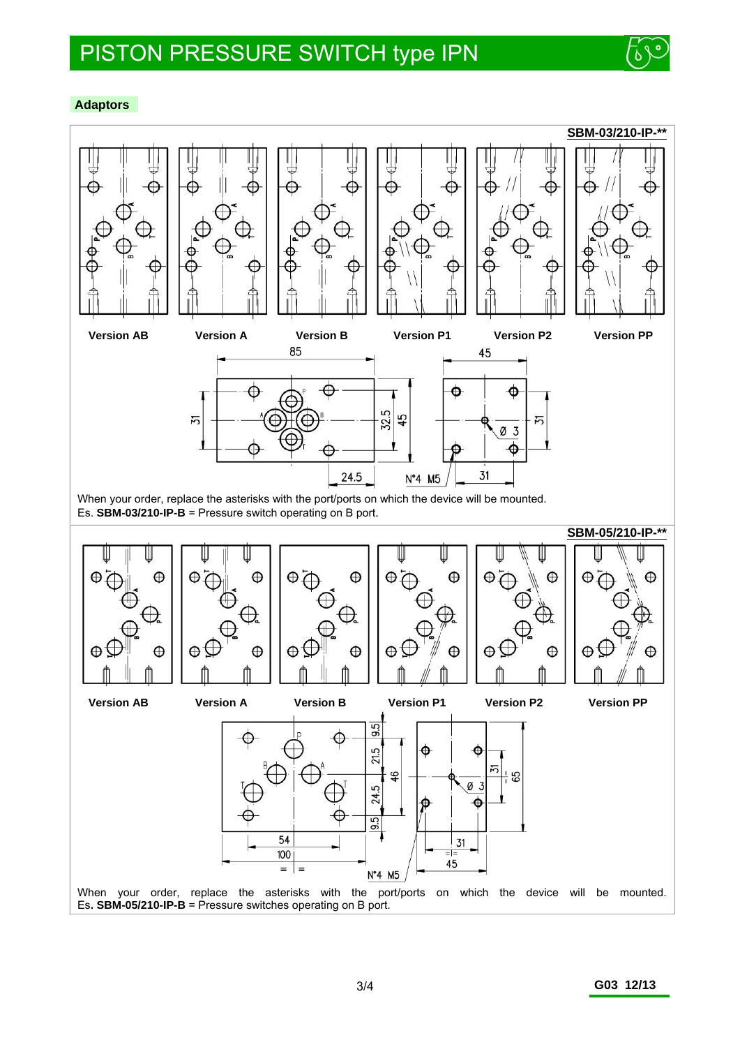# PISTON PRESSURE SWITCH type IPN

## Adaptors

**SBM-03/210-IP-****

Version AB | Version A | Version B | Version P1 | Version P2 | Version PP

When your order, replace the asterisks with the port/ports on which the device will be mounted.
Es. **SBM-03/210-IP-B** = Pressure switch operating on B port.

**SBM-05/210-IP-****

Version AB | Version A | Version B | Version P1 | Version P2 | Version PP

When your order, replace the asterisks with the port/ports on which the device will be mounted.
Es**. SBM-05/210-IP-B** = Pressure switches operating on B port.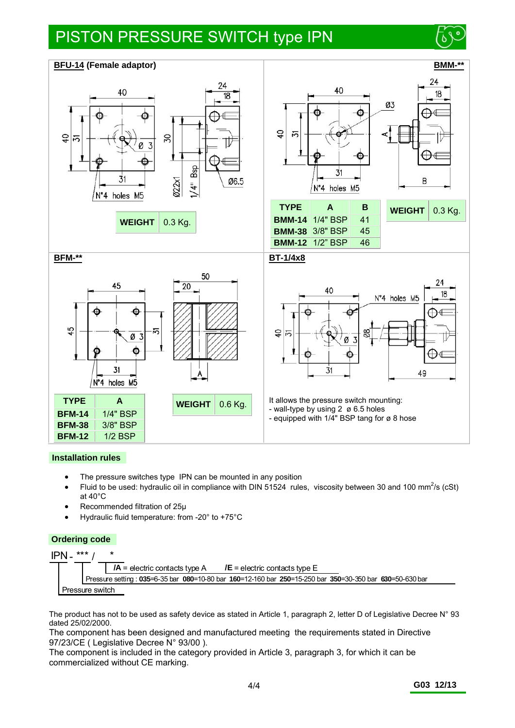# PISTON PRESSURE SWITCH type IPN

## BFU-14 (Female adaptor)

40
40
31
Ø 3
31
N°4 holes M5
24
18
30
Ø22x1
1/4" Bsp
Ø6.5

| WEIGHT | 0.3 Kg. |
|---|---|

## BMM-**

40
40
31
Ø3
31
N°4 holes M5
24
18
A
B

| TYPE | A | B |
|---|---|---|
| BMM-14 | 1/4" BSP | 41 |
| BMM-38 | 3/8" BSP | 45 |
| BMM-12 | 1/2" BSP | 46 |

| WEIGHT | 0.3 Kg. |
|---|---|

## BFM-**

45
45
Ø 3
31
N°4 holes M5
50
20
31
A

| TYPE | A |
|---|---|
| BFM-14 | 1/4" BSP |
| BFM-38 | 3/8" BSP |
| BFM-12 | 1/2 BSP |

| WEIGHT | 0.6 Kg. |
|---|---|

## BT-1/4x8

40
40
31
Ø 3
31
N°4 holes M5
Ø8
24
18
49

It allows the pressure switch mounting:
- wall-type by using 2 ø 6.5 holes
- equipped with 1/4" BSP tang for ø 8 hose

## Installation rules

- The pressure switches type IPN can be mounted in any position
- Fluid to be used: hydraulic oil in compliance with DIN 51524 rules, viscosity between 30 and 100 mm$^2$/s (cSt) at 40°C
- Recommended filtration of 25μ
- Hydraulic fluid temperature: from -20° to +75°C

## Ordering code

IPN - *** / *

**/A** = electric contacts type A **/E** = electric contacts type E

Pressure setting : **035**=6-35 bar **080**=10-80 bar **160**=12-160 bar **250**=15-250 bar **350**=30-350 bar **630**=50-630 bar

Pressure switch

The product has not to be used as safety device as stated in Article 1, paragraph 2, letter D of Legislative Decree N° 93 dated 25/02/2000.
The component has been designed and manufactured meeting the requirements stated in Directive 97/23/CE ( Legislative Decree N° 93/00 ).
The component is included in the category provided in Article 3, paragraph 3, for which it can be commercialized without CE marking.

G03 12/13